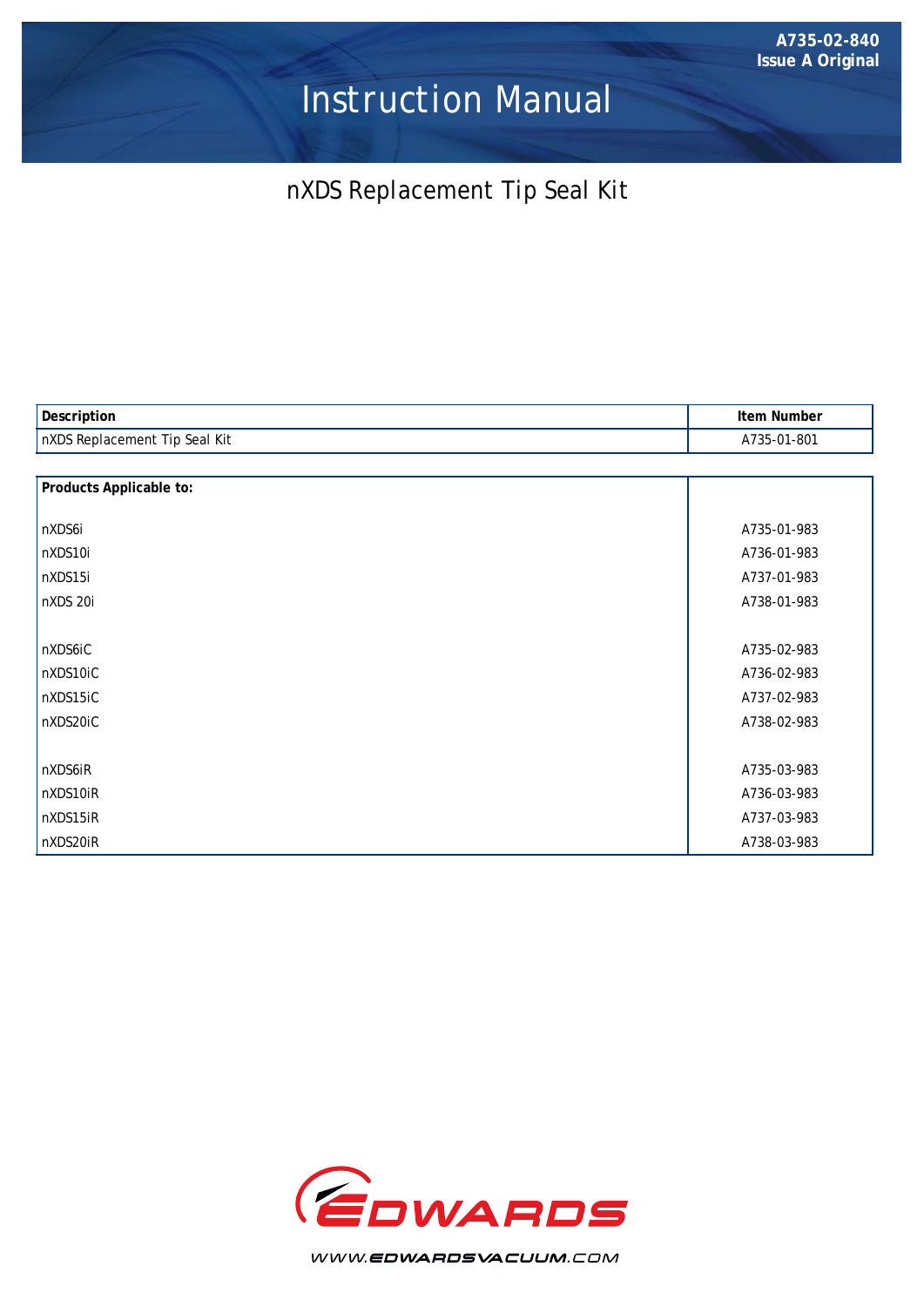A735-02-840
Issue A Original

# Instruction Manual

## nXDS Replacement Tip Seal Kit

| Description | Item Number |
|---|---|
| nXDS Replacement Tip Seal Kit | A735-01-801 |

| Products Applicable to: | |
|---|---|
| nXDS6i | A735-01-983 |
| nXDS10i | A736-01-983 |
| nXDS15i | A737-01-983 |
| nXDS 20i | A738-01-983 |
| | |
| nXDS6iC | A735-02-983 |
| nXDS10iC | A736-02-983 |
| nXDS15iC | A737-02-983 |
| nXDS20iC | A738-02-983 |
| | |
| nXDS6iR | A735-03-983 |
| nXDS10iR | A736-03-983 |
| nXDS15iR | A737-03-983 |
| nXDS20iR | A738-03-983 |

EDWARDS

WWW.EDWARDSVACUUM.COM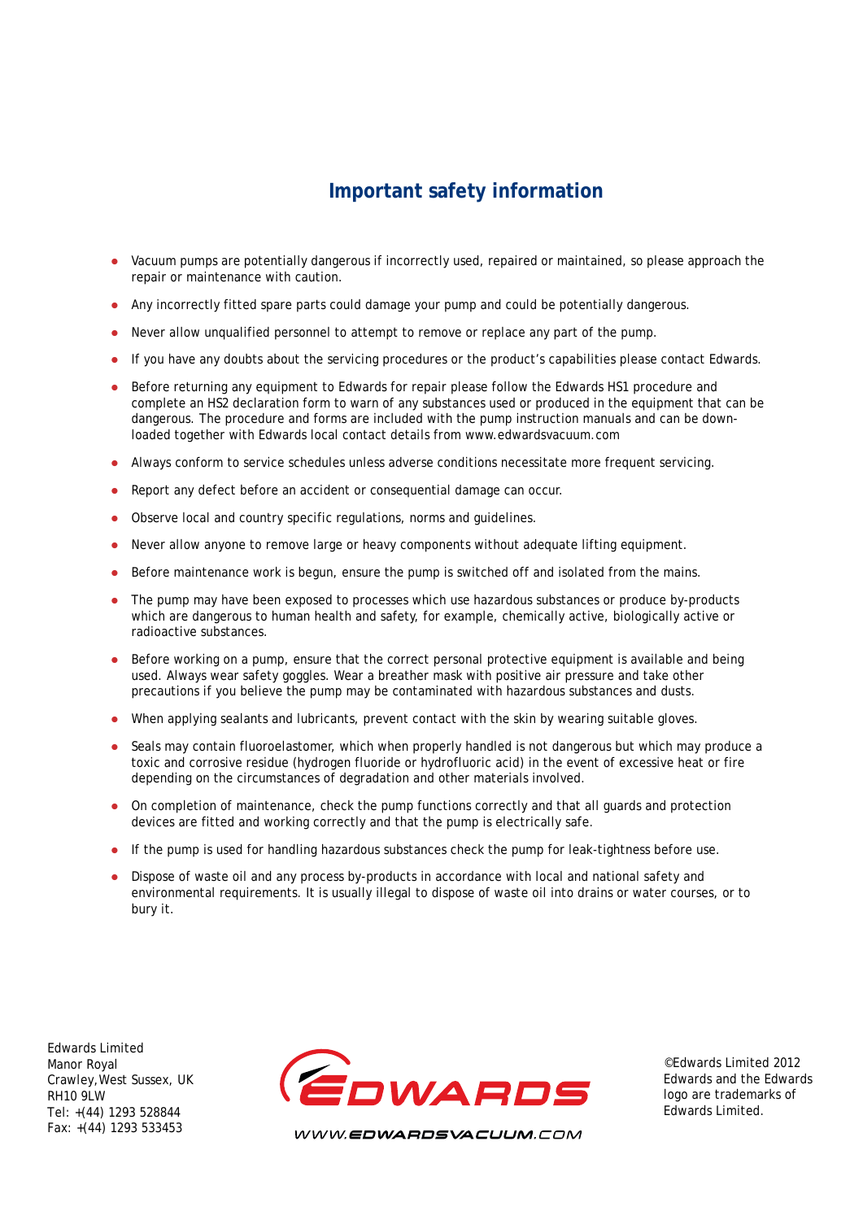## Important safety information

- Vacuum pumps are potentially dangerous if incorrectly used, repaired or maintained, so please approach the repair or maintenance with caution.
- Any incorrectly fitted spare parts could damage your pump and could be potentially dangerous.
- Never allow unqualified personnel to attempt to remove or replace any part of the pump.
- If you have any doubts about the servicing procedures or the product's capabilities please contact Edwards.
- Before returning any equipment to Edwards for repair please follow the Edwards HS1 procedure and complete an HS2 declaration form to warn of any substances used or produced in the equipment that can be dangerous. The procedure and forms are included with the pump instruction manuals and can be downloaded together with Edwards local contact details from www.edwardsvacuum.com
- Always conform to service schedules unless adverse conditions necessitate more frequent servicing.
- Report any defect before an accident or consequential damage can occur.
- Observe local and country specific regulations, norms and guidelines.
- Never allow anyone to remove large or heavy components without adequate lifting equipment.
- Before maintenance work is begun, ensure the pump is switched off and isolated from the mains.
- The pump may have been exposed to processes which use hazardous substances or produce by-products which are dangerous to human health and safety, for example, chemically active, biologically active or radioactive substances.
- Before working on a pump, ensure that the correct personal protective equipment is available and being used. Always wear safety goggles. Wear a breather mask with positive air pressure and take other precautions if you believe the pump may be contaminated with hazardous substances and dusts.
- When applying sealants and lubricants, prevent contact with the skin by wearing suitable gloves.
- Seals may contain fluoroelastomer, which when properly handled is not dangerous but which may produce a toxic and corrosive residue (hydrogen fluoride or hydrofluoric acid) in the event of excessive heat or fire depending on the circumstances of degradation and other materials involved.
- On completion of maintenance, check the pump functions correctly and that all guards and protection devices are fitted and working correctly and that the pump is electrically safe.
- If the pump is used for handling hazardous substances check the pump for leak-tightness before use.
- Dispose of waste oil and any process by-products in accordance with local and national safety and environmental requirements. It is usually illegal to dispose of waste oil into drains or water courses, or to bury it.

Edwards Limited
Manor Royal
Crawley, West Sussex, UK
RH10 9LW
Tel: +(44) 1293 528844
Fax: +(44) 1293 533453

EDWARDS
WWW.EDWARDSVACUUM.COM

©Edwards Limited 2012
Edwards and the Edwards logo are trademarks of Edwards Limited.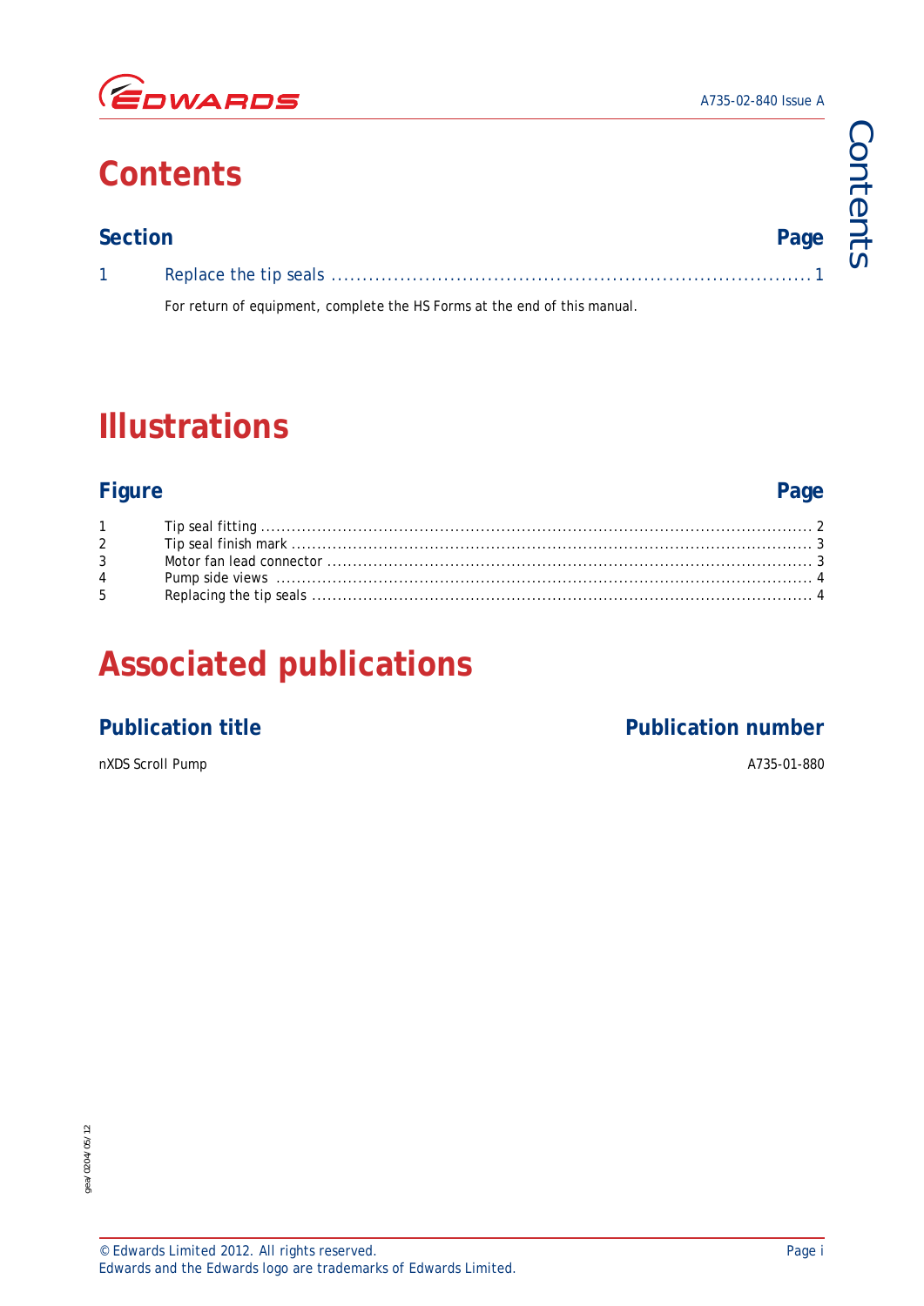# Contents

| Section | | Page |
|---|---|---|
| 1 | Replace the tip seals | 1 |

For return of equipment, complete the HS Forms at the end of this manual.

# Illustrations

| Figure | | Page |
|---|---|---|
| 1 | Tip seal fitting | 2 |
| 2 | Tip seal finish mark | 3 |
| 3 | Motor fan lead connector | 3 |
| 4 | Pump side views | 4 |
| 5 | Replacing the tip seals | 4 |

# Associated publications

| Publication title | Publication number |
|---|---|
| nXDS Scroll Pump | A735-01-880 |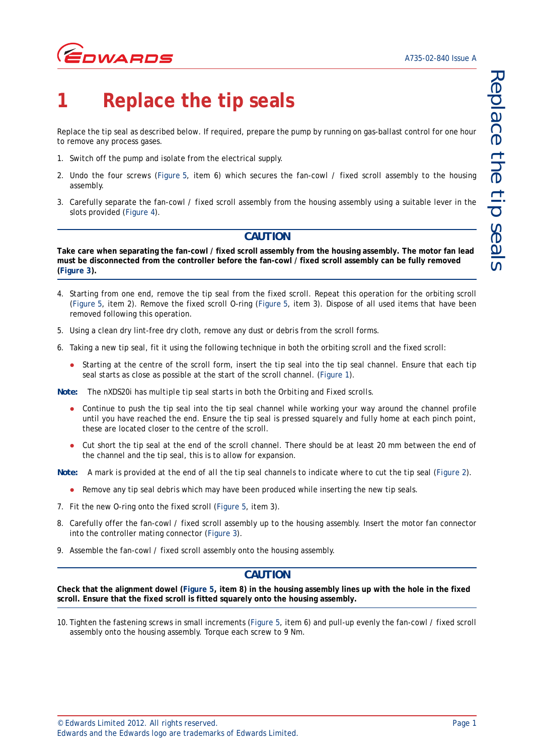# 1 Replace the tip seals

Replace the tip seal as described below. If required, prepare the pump by running on gas-ballast control for one hour to remove any process gases.

1. Switch off the pump and isolate from the electrical supply.
2. Undo the four screws (Figure 5, item 6) which secures the fan-cowl / fixed scroll assembly to the housing assembly.
3. Carefully separate the fan-cowl / fixed scroll assembly from the housing assembly using a suitable lever in the slots provided (Figure 4).

**CAUTION**

**Take care when separating the fan-cowl / fixed scroll assembly from the housing assembly. The motor fan lead must be disconnected from the controller before the fan-cowl / fixed scroll assembly can be fully removed (Figure 3).**

4. Starting from one end, remove the tip seal from the fixed scroll. Repeat this operation for the orbiting scroll (Figure 5, item 2). Remove the fixed scroll O-ring (Figure 5, item 3). Dispose of all used items that have been removed following this operation.
5. Using a clean dry lint-free dry cloth, remove any dust or debris from the scroll forms.
6. Taking a new tip seal, fit it using the following technique in both the orbiting scroll and the fixed scroll:
   - Starting at the centre of the scroll form, insert the tip seal into the tip seal channel. Ensure that each tip seal starts as close as possible at the start of the scroll channel. (Figure 1).

**Note:** The nXDS20i has multiple tip seal starts in both the Orbiting and Fixed scrolls.

   - Continue to push the tip seal into the tip seal channel while working your way around the channel profile until you have reached the end. Ensure the tip seal is pressed squarely and fully home at each pinch point, these are located closer to the centre of the scroll.
   - Cut short the tip seal at the end of the scroll channel. There should be at least 20 mm between the end of the channel and the tip seal, this is to allow for expansion.

**Note:** A mark is provided at the end of all the tip seal channels to indicate where to cut the tip seal (Figure 2).

   - Remove any tip seal debris which may have been produced while inserting the new tip seals.

7. Fit the new O-ring onto the fixed scroll (Figure 5, item 3).
8. Carefully offer the fan-cowl / fixed scroll assembly up to the housing assembly. Insert the motor fan connector into the controller mating connector (Figure 3).
9. Assemble the fan-cowl / fixed scroll assembly onto the housing assembly.

**CAUTION**

**Check that the alignment dowel (Figure 5, item 8) in the housing assembly lines up with the hole in the fixed scroll. Ensure that the fixed scroll is fitted squarely onto the housing assembly.**

10. Tighten the fastening screws in small increments (Figure 5, item 6) and pull-up evenly the fan-cowl / fixed scroll assembly onto the housing assembly. Torque each screw to 9 Nm.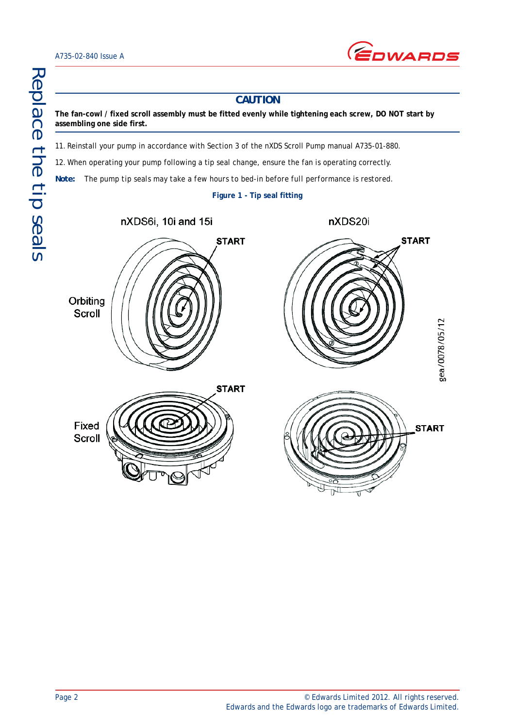## CAUTION

**The fan-cowl / fixed scroll assembly must be fitted evenly while tightening each screw, DO NOT start by assembling one side first.**

11. Reinstall your pump in accordance with Section 3 of the nXDS Scroll Pump manual A735-01-880.

12. When operating your pump following a tip seal change, ensure the fan is operating correctly.

**Note:** The pump tip seals may take a few hours to bed-in before full performance is restored.

**Figure 1 - Tip seal fitting**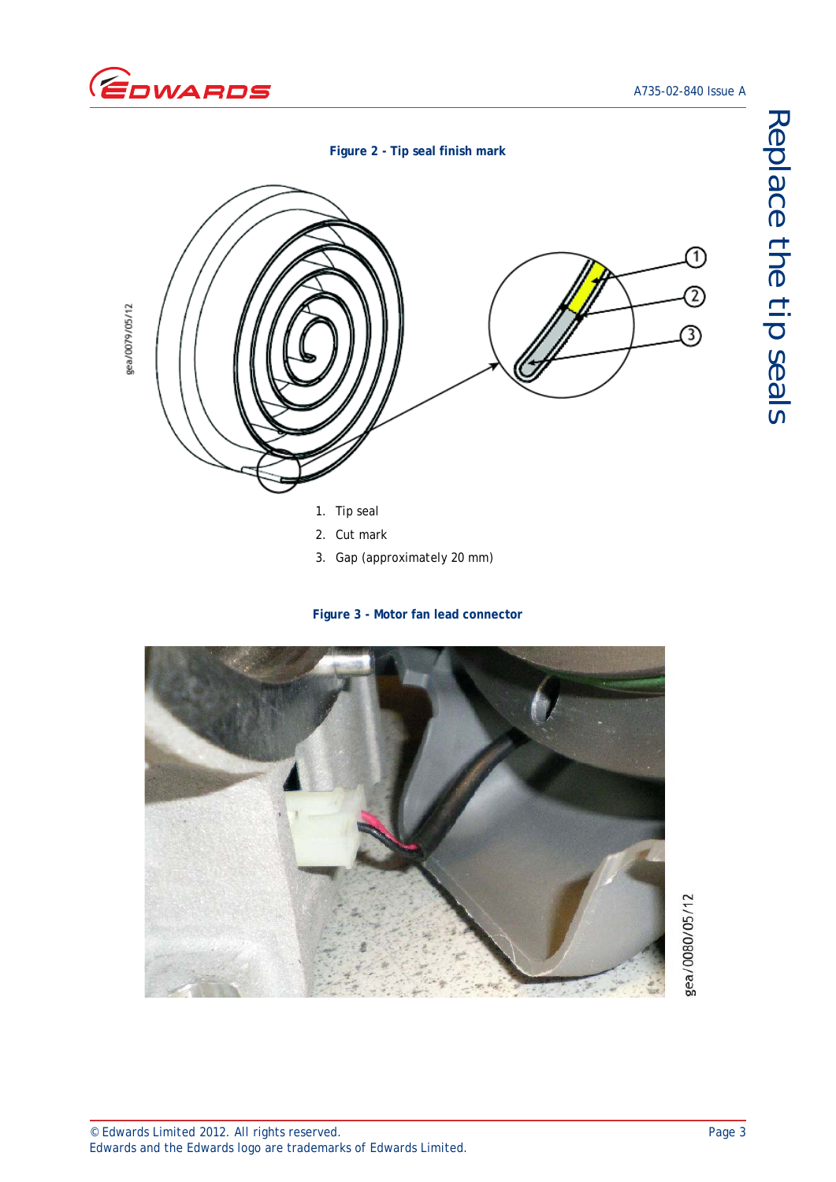Figure 2 - Tip seal finish mark

1. Tip seal
2. Cut mark
3. Gap (approximately 20 mm)

Figure 3 - Motor fan lead connector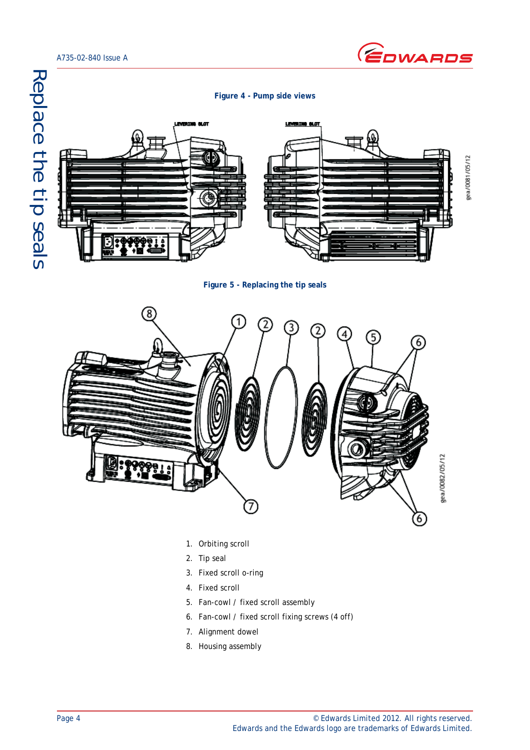**Figure 4 - Pump side views**

LEVERING SLOT

LEVERING SLOT

gea/0081/05/12

**Figure 5 - Replacing the tip seals**

gea/0082/05/12

1. Orbiting scroll
2. Tip seal
3. Fixed scroll o-ring
4. Fixed scroll
5. Fan-cowl / fixed scroll assembly
6. Fan-cowl / fixed scroll fixing screws (4 off)
7. Alignment dowel
8. Housing assembly